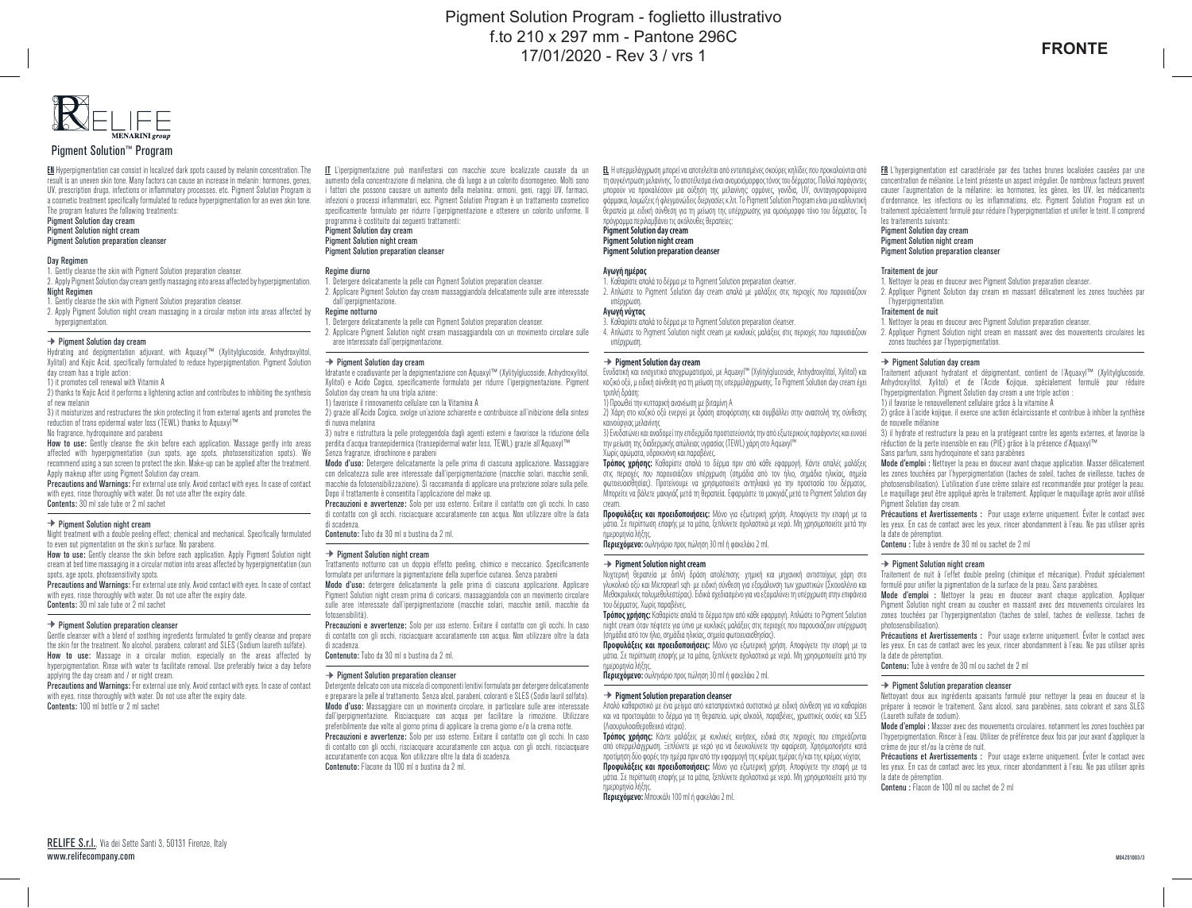Pigment Solution Program - foglietto illustrativo
f.to 210 x 297 mm - Pantone 296C
17/01/2020 - Rev 3 / vrs 1

**FRONTE**

RELIFE
MENARINI group

# Pigment Solution™ Program

**EN** Hyperpigmentation can consist in localized dark spots caused by melanin concentration. The result is an uneven skin tone. Many factors can cause an increase in melanin: hormones, genes, UV, prescription drugs, infections or inflammatory processes, etc. Pigment Solution Program is a cosmetic treatment specifically formulated to reduce hyperpigmentation for an even skin tone. The program features the following treatments:
**Pigment Solution day cream**
**Pigment Solution night cream**
**Pigment Solution preparation cleanser**

## Day Regimen

1. Gently cleanse the skin with Pigment Solution preparation cleanser.
2. Apply Pigment Solution day cream gently massaging into areas affected by hyperpigmentation.

**Night Regimen**

1. Gently cleanse the skin with Pigment Solution preparation cleanser.
2. Apply Pigment Solution night cream massaging in a circular motion into areas affected by hyperpigmentation.

### → Pigment Solution day cream

Hydrating and depigmentation adjuvant, with Aquaxyl™ (Xylitylglucoside, Anhydroxylitol, Xylitol) and Kojic Acid, specifically formulated to reduce hyperpigmentation. Pigment Solution day cream has a triple action:
1) it promotes cell renewal with Vitamin A
2) thanks to Kojic Acid it performs a lightening action and contributes to inhibiting the synthesis of new melanin
3) it moisturizes and restructures the skin protecting it from external agents and promotes the reduction of trans epidermal water loss (TEWL) thanks to Aquaxyl™
No fragrance, hydroquinone and parabens

**How to use:** Gently cleanse the skin before each application. Massage gently into areas affected with hyperpigmentation (sun spots, age spots, photosensitization spots). We recommend using a sun screen to protect the skin. Make-up can be applied after the treatment. Apply makeup after using Pigment Solution day cream.

**Precautions and Warnings:** For external use only. Avoid contact with eyes. In case of contact with eyes, rinse thoroughly with water. Do not use after the expiry date.

**Contents:** 30 ml sale tube or 2 ml sachet

### → Pigment Solution night cream

Night treatment with a double peeling effect: chemical and mechanical. Specifically formulated to even out pigmentation on the skin's surface. No parabens.

**How to use:** Gently cleanse the skin before each application. Apply Pigment Solution night cream at bed time massaging in a circular motion into areas affected by hyperpigmentation (sun spots, age spots, photosensitivity spots).

**Precautions and Warnings:** For external use only. Avoid contact with eyes. In case of contact with eyes, rinse thoroughly with water. Do not use after the expiry date.

**Contents:** 30 ml sale tube or 2 ml sachet

### → Pigment Solution preparation cleanser

Gentle cleanser with a blend of soothing ingredients formulated to gently cleanse and prepare the skin for the treatment. No alcohol, parabens, colorant and SLES (Sodium laureth sulfate).

**How to use:** Massage in a circular motion, especially on the areas affected by hyperpigmentation. Rinse with water to facilitate removal. Use preferably twice a day before applying the day cream and / or night cream.

**Precautions and Warnings:** For external use only. Avoid contact with eyes. In case of contact with eyes, rinse thoroughly with water. Do not use after the expiry date.

**Contents:** 100 ml bottle or 2 ml sachet

---

**IT** L'iperpigmentazione può manifestarsi con macchie scure localizzate causate da un aumento della concentrazione di melanina, che dà luogo a un colorito disomogeneo. Molti sono i fattori che possono causare un aumento della melanina: ormoni, geni, raggi UV, farmaci, infezioni o processi infiammatori, ecc. Pigment Solution Program è un trattamento cosmetico specificamente formulato per ridurre l'iperpigmentazione e ottenere un colorito uniforme. Il programma è costituito dai seguenti trattamenti:
**Pigment Solution day cream**
**Pigment Solution night cream**
**Pigment Solution preparation cleanser**

## Regime diurno

1. Detergere delicatamente la pelle con Pigment Solution preparation cleanser.
2. Applicare Pigment Solution day cream massaggiandola delicatamente sulle aree interessate dall'iperpigmentazione.

**Regime notturno**

1. Detergere delicatamente la pelle con Pigment Solution preparation cleanser.
2. Applicare Pigment Solution night cream massaggiandola con un movimento circolare sulle aree interessate dall'iperpigmentazione.

### → Pigment Solution day cream

Idratante e coadiuvante per la depigmentazione con Aquaxyl™ (Xylitylglucoside, Anhydroxylitol, Xylitol) e Acido Cogico, specificamente formulato per ridurre l'iperpigmentazione. Pigment Solution day cream ha una tripla azione:
1) favorisce il rinnovamento cellulare con la Vitamina A
2) grazie all'Acido Cogico, svolge un'azione schiarente e contribuisce all'inibizione della sintesi di nuova melanina
3) nutre e ristruttura la pelle proteggendola dagli agenti esterni e favorisce la riduzione della perdita d'acqua transepidermica (transepidermal water loss, TEWL) grazie all'Aquaxyl™
Senza fragranze, idrochinone e parabeni

**Modo d'uso:** Detergere delicatamente la pelle prima di ciascuna applicazione. Massaggiare con delicatezza sulle aree interessate dall'iperpigmentazione (macchie solari, macchie senili, macchie da fotosensibilizzazione). Si raccomanda di applicare una protezione solare sulla pelle. Dopo il trattamento è consentita l'applicazione del make up.

**Precauzioni e avvertenze:** Solo per uso esterno. Evitare il contatto con gli occhi. In caso di contatto con gli occhi, risciacquare accuratamente con acqua. Non utilizzare oltre la data di scadenza.

**Contenuto:** Tubo da 30 ml o bustina da 2 ml.

### → Pigment Solution night cream

Trattamento notturno con un doppio effetto peeling, chimico e meccanico. Specificamente formulato per uniformare la pigmentazione della superficie cutanea. Senza parabeni

**Modo d'uso:** detergere delicatamente la pelle prima di ciascuna applicazione. Applicare Pigment Solution night cream prima di coricarsi, massaggiandola con un movimento circolare sulle aree interessate dall'iperpigmentazione (macchie solari, macchie senili, macchie da fotosensibilità).

**Precauzioni e avvertenze:** Solo per uso esterno. Evitare il contatto con gli occhi. In caso di contatto con gli occhi, risciacquare accuratamente con acqua. Non utilizzare oltre la data di scadenza.

**Contenuto:** Tubo da 30 ml o bustina da 2 ml

### → Pigment Solution preparation cleanser

Detergente delicato con una miscela di componenti lenitivi formulato per detergere delicatamente e preparare la pelle al trattamento. Senza alcol, parabeni, coloranti e SLES (Sodio lauril solfato).

**Modo d'uso:** Massaggiare con un movimento circolare, in particolare sulle aree interessate dall'iperpigmentazione. Risciacquare con acqua per facilitare la rimozione. Utilizzare preferibilmente due volte al giorno prima di applicare la crema giorno e/o la crema notte.

**Precauzioni e avvertenze:** Solo per uso esterno. Evitare il contatto con gli occhi. In caso di contatto con gli occhi, risciacquare accuratamente con acqua. con gli occhi, risciacquare accuratamente con acqua. Non utilizzare oltre la data di scadenza.

**Contenuto:** Flacone da 100 ml o bustina da 2 ml.

---

**EL** Η υπερμελάγχρωση μπορεί να αποτελείται από εντοπισμένες σκούρες κηλίδες που προκαλούνται από τη συγκέντρωση μελανίνης. Το αποτέλεσμα είναι ανομοιόμορφος τόνος του δέρματος. Πολλοί παράγοντες μπορούν να προκαλέσουν μια αύξηση της μελανίνης: ορμόνες, γονίδια, UV, συνταγογραφούμενα φάρμακα, λοιμώξεις ή φλεγμονώδεις διεργασίες κ.λπ. Το Pigment Solution Program είναι μια καλλυντική θεραπεία με ειδική σύνθεση για τη μείωση της υπέρχρωσης για ομοιόμορφο τόνο του δέρματος. Το πρόγραμμα περιλαμβάνει τις ακόλουθες θεραπείες:
**Pigment Solution day cream**
**Pigment Solution night cream**
**Pigment Solution preparation cleanser**

## Αγωγή ημέρας

1. Καθαρίστε απαλά το δέρμα με το Pigment Solution preparation cleanser.
2. Απλώστε το Pigment Solution day cream απαλά με μαλάξεις στις περιοχές που παρουσιάζουν υπέρχρωση.

**Αγωγή νύχτας**

3. Καθαρίστε απαλά το δέρμα με το Pigment Solution preparation cleanser.
4. Απλώστε το Pigment Solution night cream με κυκλικές μαλάξεις στις περιοχές που παρουσιάζουν υπέρχρωση.

### → Pigment Solution day cream

Ενυδατική και ενισχυτικό αποχρωματισμού, με Aquaxyl™ (Xylitylglucoside, Anhydroxylitol, Xylitol) και κοζικό οξύ, μι ειδική σύνθεση για τη μείωση της υπερμελάγχρωσης. Το Pigment Solution day cream έχει τριπλή δράση:
1) Προωθεί την κυτταρική ανανέωση με βιταμίνη Α
2) Χάρη στο κοζικό οξύ ενεργεί με δράση αποφόρτισης και συμβάλλει στην αναστολή της σύνθεσης καινούργιας μελανίνης
3) Ενυδατώνει και αναδομεί την επιδερμίδα προστατεύοντάς την από εξωτερικούς παράγοντες και ευνοεί την μείωση της διαδερμικής απώλειας υγρασίας (TEWL) χάρη στο Aquaxyl™
Χωρίς αρώματα, υδροκινόνη και παραβένες.

**Τρόπος χρήσης:** Καθαρίστε απαλά το δέρμα πριν από κάθε εφαρμογή. Κάντε απαλές μαλάξεις στις περιοχές που παρουσιάζουν υπέρχρωση (σημάδια από τον ήλιο, σημάδια ηλικίας, σημεία φωτοευαισθησίας). Προτείνουμε να χρησιμοποιείτε αντηλιακό για την προστασία του δέρματος. Μπορείτε να βάλετε μακιγιάζ μετά τη θεραπεία. Εφαρμόστε το μακιγιάζ μετά το Pigment Solution day cream.

**Προφυλάξεις και προειδοποιήσεις:** Μόνο για εξωτερική χρήση. Αποφύγετε την επαφή με τα μάτια. Σε περίπτωση επαφής με τα μάτια, ξεπλύνετε σχολαστικά με νερό. Μη χρησιμοποιείτε μετά την ημερομηνία λήξης.

**Περιεχόμενο:** σωληνάριο προς πώληση 30 ml ή φακελάκι 2 ml.

### → Pigment Solution night cream

Νυχτερινή θεραπεία με διπλή δράση απολέπισης: χημική και μηχανική αντιστοίχως χάρη στο γλυκολικό οξύ και Micropearl sqh: με ειδική σύνθεση για εξομάλυνση των χρωστικών (Σκουαλένιο και Μεθακρυλικός πολυμεθυλεστέρας). Ειδικά σχεδιασμένο για να εξομαλύνει τη υπέρχρωση στην επιφάνεια του δέρματος. Χωρίς παραβένες.

**Τρόπος χρήσης:** Καθαρίστε απαλά το δέρμα πριν από κάθε εφαρμογή. Απλώστε το Pigment Solution night cream όταν πέφτετε για ύπνο με κυκλικές μαλάξεις στις περιοχές που παρουσιάζουν υπέρχρωση (σημάδια από τον ήλιο, σημάδια ηλικίας, σημεία φωτοευαισθησίας).

**Προφυλάξεις και προειδοποιήσεις:** Μόνο για εξωτερική χρήση. Αποφύγετε την επαφή με τα μάτια. Σε περίπτωση επαφής με τα μάτια, ξεπλύνετε σχολαστικά με νερό. Μη χρησιμοποιείτε μετά την ημερομηνία λήξης.

**Περιεχόμενο:** σωληνάριο προς πώληση 30 ml ή φακελάκι 2 ml.

### → Pigment Solution preparation cleanser

Απαλό καθαριστικό με ένα μείγμα από καταπραϋντικά συστατικά με ειδική σύνθεση για να καθαρίσει και να προετοιμάσει το δέρμα για τη θεραπεία. χωρίς αλκοόλ, παραβένες, χρωστικές ουσίες και SLES (Λαουρυλοαιθεροθειικό νάτριο).

**Τρόπος χρήσης:** Κάντε μαλάξεις με κυκλικές κινήσεις, ειδικά στις περιοχές που επηρεάζονται από υπερμελάγχρωση. Ξεπλύνετε με νερό για να διευκολύνετε την αφαίρεση. Χρησιμοποιήστε κατά προτίμηση δύο φορές την ημέρα πριν από την εφαρμογή της κρέμας ημέρας ή/και της κρέμας νύχτας.

**Προφυλάξεις και προειδοποιήσεις:** Μόνο για εξωτερική χρήση. Αποφύγετε την επαφή με τα μάτια. Σε περίπτωση επαφής με τα μάτια, ξεπλύνετε σχολαστικά με νερό. Μη χρησιμοποιείτε μετά την ημερομηνία λήξης.

**Περιεχόμενο:** Μπουκάλι 100 ml ή φακελάκι 2 ml.

---

**FR** L'hyperpigmentation est caractérisée par des taches brunes localisées causées par une concentration de mélanine. Le teint présente un aspect irrégulier. De nombreux facteurs peuvent causer l'augmentation de la mélanine: les hormones, les gènes, les UV, les médicaments d'ordonnance, les infections ou les inflammations, etc. Pigment Solution Program est un traitement spécialement formulé pour réduire l'hyperpigmentation et unifier le teint. Il comprend les traitements suivants:
**Pigment Solution day cream**
**Pigment Solution night cream**
**Pigment Solution preparation cleanser**

## Traitement de jour

1. Nettoyer la peau en douceur avec Pigment Solution preparation cleanser.
2. Appliquer Pigment Solution day cream en massant délicatement les zones touchées par l'hyperpigmentation.

**Traitement de nuit**

1. Nettoyer la peau en douceur avec Pigment Solution preparation cleanser.
2. Appliquer Pigment Solution night cream en massant avec des mouvements circulaires les zones touchées par l'hyperpigmentation.

### → Pigment Solution day cream

Traitement adjuvant hydratant et dépigmentant, contient de l'Aquaxyl™ (Xylitylglucoside, Anhydroxylitol, Xylitol) et de l'Acide Kojique, spécialement formulé pour réduire l'hyperpigmentation. Pigment Solution day cream a une triple action :
1) il favorise le renouvellement cellulaire grâce à la vitamine A
2) grâce à l'acide kojique, il exerce une action éclaircissante et contribue à inhiber la synthèse de nouvelle mélanine
3) il hydrate et restructure la peau en la protégeant contre les agents externes, et favorise la réduction de la perte insensible en eau (PIE) grâce à la présence d'Aquaxyl™
Sans parfum, sans hydroquinone et sans parabènes

**Mode d'emploi :** Nettoyer la peau en douceur avant chaque application. Masser délicatement les zones touchées par l'hyperpigmentation (taches de soleil, taches de vieillesse, taches de photosensibilisation). L'utilisation d'une crème solaire est recommandée pour protéger la peau. Le maquillage peut être appliqué après le traitement. Appliquer le maquillage après avoir utilisé Pigment Solution day cream.

**Précautions et Avertissements :** Pour usage externe uniquement. Éviter le contact avec les yeux. En cas de contact avec les yeux, rincer abondamment à l'eau. Ne pas utiliser après la date de péremption.

**Contenu :** Tube à vendre de 30 ml ou sachet de 2 ml

### → Pigment Solution night cream

Traitement de nuit à l'effet double peeling (chimique et mécanique). Produit spécialement formulé pour unifier la pigmentation de la surface de la peau. Sans parabènes.

**Mode d'emploi :** Nettoyer la peau en douceur avant chaque application. Appliquer Pigment Solution night cream au coucher en massant avec des mouvements circulaires les zones touchées par l'hyperpigmentation (taches de soleil, taches de vieillesse, taches de photosensibilisation).

**Précautions et Avertissements :** Pour usage externe uniquement. Éviter le contact avec les yeux. En cas de contact avec les yeux, rincer abondamment à l'eau. Ne pas utiliser après la date de péremption.

**Contenu:** Tube à vendre de 30 ml ou sachet de 2 ml

### → Pigment Solution preparation cleanser

Nettoyant doux aux ingrédients apaisants formulé pour nettoyer la peau en douceur et la préparer à recevoir le traitement. Sans alcool, sans parabènes, sans colorant et sans SLES (Laureth sulfate de sodium).

**Mode d'emploi :** Masser avec des mouvements circulaires, notamment les zones touchées par l'hyperpigmentation. Rincer à l'eau. Utiliser de préférence deux fois par jour avant d'appliquer la crème de jour et/ou la crème de nuit.

**Précautions et Avertissements :** Pour usage externe uniquement. Éviter le contact avec les yeux. En cas de contact avec les yeux, rincer abondamment à l'eau. Ne pas utiliser après la date de péremption.

**Contenu :** Flacon de 100 ml ou sachet de 2 ml

---

**RELIFE S.r.l.**, Via dei Sette Santi 3, 50131 Firenze, Italy
www.relifecompany.com

M04Z01003/3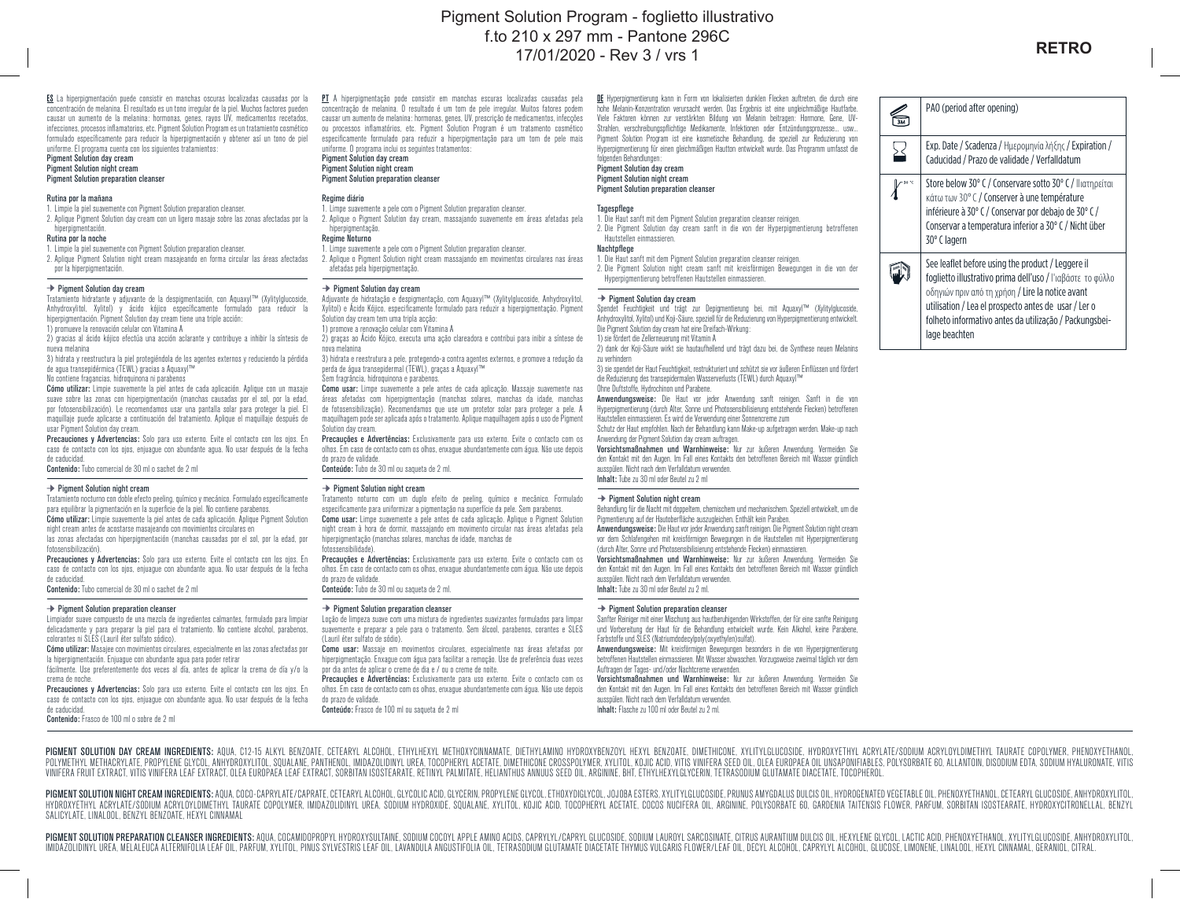Pigment Solution Program - foglietto illustrativo
f.to 210 x 297 mm - Pantone 296C
17/01/2020 - Rev 3 / vrs 1

**RETRO**

**ES** La hiperpigmentación puede consistir en manchas oscuras localizadas causadas por la concentración de melanina. El resultado es un tono irregular de la piel. Muchos factores pueden causar un aumento de la melanina: hormonas, genes, rayos UV, medicamentos recetados, infecciones, procesos inflamatorios, etc. Pigment Solution Program es un tratamiento cosmético formulado específicamente para reducir la hiperpigmentación y obtener así un tono de piel uniforme. El programa cuenta con los siguientes tratamientos:

**Pigment Solution day cream**
**Pigment Solution night cream**
**Pigment Solution preparation cleanser**

**Rutina por la mañana**

1. Limpie la piel suavemente con Pigment Solution preparation cleanser.
2. Aplique Pigment Solution day cream con un ligero masaje sobre las zonas afectadas por la hiperpigmentación.

**Rutina por la noche**

1. Limpie la piel suavemente con Pigment Solution preparation cleanser.
2. Aplique Pigment Solution night cream masajeando en forma circular las áreas afectadas por la hiperpigmentación.

**→ Pigment Solution day cream**

Tratamiento hidratante y adyuvante de la despigmentación, con Aquaxyl™ (Xylitylglucoside, Anhydroxylitol, Xylitol) y ácido kójico específicamente formulado para reducir la hiperpigmentación. Pigment Solution day cream tiene una triple acción:
1) promueve la renovación celular con Vitamina A
2) gracias al ácido kójico efectúa una acción aclarante y contribuye a inhibir la síntesis de nueva melanina
3) hidrata y reestructura la piel protegiéndola de los agentes externos y reduciendo la pérdida de agua transepidérmica (TEWL) gracias a Aquaxyl™
No contiene fragancias, hidroquinona ni parabenos

**Cómo utilizar:** Limpie suavemente la piel antes de cada aplicación. Aplique con un masaje suave sobre las zonas con hiperpigmentación (manchas causadas por el sol, por la edad, por fotosensibilización). Le recomendamos usar una pantalla solar para proteger la piel. El maquillaje puede aplicarse a continuación del tratamiento. Aplique el maquillaje después de usar Pigment Solution day cream.

**Precauciones y Advertencias:** Solo para uso externo. Evite el contacto con los ojos. En caso de contacto con los ojos, enjuague con abundante agua. No usar después de la fecha de caducidad.

**Contenido:** Tubo comercial de 30 ml o sachet de 2 ml

**→ Pigment Solution night cream**

Tratamiento nocturno con doble efecto peeling, químico y mecánico. Formulado específicamente para equilibrar la pigmentación en la superficie de la piel. No contiene parabenos.

**Cómo utilizar:** Limpie suavemente la piel antes de cada aplicación. Aplique Pigment Solution night cream antes de acostarse masajeando con movimientos circulares en
las zonas afectadas con hiperpigmentación (manchas causadas por el sol, por la edad, por fotosensibilización).

**Precauciones y Advertencias:** Solo para uso externo. Evite el contacto con los ojos. En caso de contacto con los ojos, enjuague con abundante agua. No usar después de la fecha de caducidad.

**Contenido:** Tubo comercial de 30 ml o sachet de 2 ml

**→ Pigment Solution preparation cleanser**

Limpiador suave compuesto de una mezcla de ingredientes calmantes, formulado para limpiar delicadamente y para preparar la piel para el tratamiento. No contiene alcohol, parabenos, colorantes ni SLES (Lauril éter sulfato sódico).

**Cómo utilizar:** Masajee con movimientos circulares, especialmente en las zonas afectadas por la hiperpigmentación. Enjuague con abundante agua para poder retirar
fácilmente. Use preferentemente dos veces al día, antes de aplicar la crema de día y/o la crema de noche.

**Precauciones y Advertencias:** Solo para uso externo. Evite el contacto con los ojos. En caso de contacto con los ojos, enjuague con abundante agua. No usar después de la fecha de caducidad.

**Contenido:** Frasco de 100 ml o sobre de 2 ml

**PT** A hiperpigmentação pode consistir em manchas escuras localizadas causadas pela concentração de melanina. O resultado é um tom de pele irregular. Muitos fatores podem causar um aumento de melanina: hormonas, genes, UV, prescrição de medicamentos, infecções ou processos inflamatórios, etc. Pigment Solution Program é um tratamento cosmético especificamente formulado para reduzir a hiperpigmentação para um tom de pele mais uniforme. O programa inclui os seguintes tratamentos:

**Pigment Solution day cream**
**Pigment Solution night cream**
**Pigment Solution preparation cleanser**

**Regime diário**

1. Limpe suavemente a pele com o Pigment Solution preparation cleanser.
2. Aplique o Pigment Solution day cream, massajando suavemente em áreas afetadas pela hiperpigmentação.

**Regime Noturno**

1. Limpe suavemente a pele com o Pigment Solution preparation cleanser.
2. Aplique o Pigment Solution night cream massajando em movimentos circulares nas áreas afetadas pela hiperpigmentação.

**→ Pigment Solution day cream**

Adjuvante de hidratação e despigmentação, com Aquaxyl™ (Xylitylglucoside, Anhydroxylitol, Xylitol) e Ácido Kójico, especificamente formulado para reduzir a hiperpigmentação. Pigment Solution day cream tem uma tripla acção:
1) promove a renovação celular com Vitamina A
2) graças ao Ácido Kójico, executa uma ação clareadora e contribui para inibir a síntese de nova melanina
3) hidrata e reestrutura a pele, protegendo-a contra agentes externos, e promove a redução da perda de água transepidermal (TEWL), graças a Aquaxyl™
Sem fragrância, hidroquinona e parabenos.

**Como usar:** Limpe suavemente a pele antes de cada aplicação. Massaje suavemente nas áreas afetadas com hiperpigmentação (manchas solares, manchas da idade, manchas de fotossensibilização). Recomendamos que use um protetor solar para proteger a pele. A maquilhagem pode ser aplicada após o tratamento. Aplique maquilhagem após o uso de Pigment Solution day cream.

**Precauções e Advertências:** Exclusivamente para uso externo. Evite o contacto com os olhos. Em caso de contacto com os olhos, enxague abundantemente com água. Não use depois do prazo de validade.

**Conteúdo:** Tubo de 30 ml ou saqueta de 2 ml.

**→ Pigment Solution night cream**

Tratamento noturno com um duplo efeito de peeling, químico e mecânico. Formulado especificamente para uniformizar a pigmentação na superfície da pele. Sem parabenos.

**Como usar:** Limpe suavemente a pele antes de cada aplicação. Aplique o Pigment Solution night cream à hora de dormir, massajando em movimento circular nas áreas afetadas pela hiperpigmentação (manchas solares, manchas de idade, manchas de fotossensibilidade).

**Precauções e Advertências:** Exclusivamente para uso externo. Evite o contacto com os olhos. Em caso de contacto com os olhos, enxague abundantemente com água. Não use depois do prazo de validade.

**Conteúdo:** Tubo de 30 ml ou saqueta de 2 ml.

**→ Pigment Solution preparation cleanser**

Loção de limpeza suave com uma mistura de ingredientes suavizantes formulados para limpar suavemente e preparar a pele para o tratamento. Sem álcool, parabenos, corantes e SLES (Lauril éter sulfato de sódio).

**Como usar:** Massaje em movimentos circulares, especialmente nas áreas afetadas por hiperpigmentação. Enxague com água para facilitar a remoção. Use de preferência duas vezes por dia antes de aplicar o creme de dia e / ou o creme de noite.

**Precauções e Advertências:** Exclusivamente para uso externo. Evite o contacto com os olhos. Em caso de contacto com os olhos, enxague abundantemente com água. Não use depois do prazo de validade.

**Conteúdo:** Frasco de 100 ml ou saqueta de 2 ml

**DE** Hyperpigmentierung kann in Form von lokalisierten dunklen Flecken auftreten, die durch eine hohe Melanin-Konzentration verursacht werden. Das Ergebnis ist eine ungleichmäßige Hautfarbe. Viele Faktoren können zur verstärkten Bildung von Melanin beitragen: Hormone, Gene, UV-Strahlen, verschreibungspflichtige Medikamente, Infektionen oder Entzündungsprozesse... usw.. Pigment Solution Program ist eine kosmetische Behandlung, die speziell zur Reduzierung von Hyperpigmentierung für einen gleichmäßigen Hautton entwickelt wurde. Das Programm umfasst die folgenden Behandlungen:

**Pigment Solution day cream**
**Pigment Solution night cream**
**Pigment Solution preparation cleanser**

**Tagespflege**

1. Die Haut sanft mit dem Pigment Solution preparation cleanser reinigen.
2. Die Pigment Solution day cream sanft in die von der Hyperpigmentierung betroffenen Hautstellen einmassieren.

**Nachtpflege**

1. Die Haut sanft mit dem Pigment Solution preparation cleanser reinigen.
2. Die Pigment Solution night cream sanft mit kreisförmigen Bewegungen in die von der Hyperpigmentierung betroffenen Hautstellen einmassieren.

**→ Pigment Solution day cream**

Spendet Feuchtigkeit und trägt zur Depigmentierung bei, mit Aquaxyl™ (Xylitylglucoside, Anhydroxylitol, Xylitol) und Koji-Säure, speziell für die Reduzierung von Hyperpigmentierung entwickelt. Die Pigment Solution day cream hat eine Dreifach-Wirkung:
1) sie fördert die Zellerneuerung mit Vitamin A
2) dank der Koji-Säure wirkt sie hautaufhellend und trägt dazu bei, die Synthese neuen Melanins zu verhindern
3) sie spendet der Haut Feuchtigkeit, restrukturiert und schützt sie vor äußeren Einflüssen und fördert die Reduzierung des transepidermalen Wasserverlusts (TEWL) durch Aquaxyl™
Ohne Duftstoffe, Hydrochinon und Parabene.

**Anwendungsweise:** Die Haut vor jeder Anwendung sanft reinigen. Sanft in die von Hyperpigmentierung (durch Alter, Sonne und Photosensibilisierung entstehende Flecken) betroffenen Hautstellen einmassieren. Es wird die Verwendung einer Sonnencreme zum
Schutz der Haut empfohlen. Nach der Behandlung kann Make-up aufgetragen werden. Make-up nach Anwendung der Pigment Solution day cream auftragen.

**Vorsichtsmaßnahmen und Warnhinweise:** Nur zur äußeren Anwendung. Vermeiden Sie den Kontakt mit den Augen. Im Fall eines Kontakts den betroffenen Bereich mit Wasser gründlich ausspülen. Nicht nach dem Verfalldatum verwenden.

**Inhalt:** Tube zu 30 ml oder Beutel zu 2 ml

**→ Pigment Solution night cream**

Behandlung für die Nacht mit doppeltem, chemischem und mechanischem. Speziell entwickelt, um die Pigmentierung auf der Hautoberfläche auszugleichen. Enthält kein Paraben.

**Anwendungsweise:** Die Haut vor jeder Anwendung sanft reinigen. Die Pigment Solution night cream vor dem Schlafengehen mit kreisförmigen Bewegungen in die Hautstellen mit Hyperpigmentierung (durch Alter, Sonne und Photosensibilisierung entstehende Flecken) einmassieren.

**Vorsichtsmaßnahmen und Warnhinweise:** Nur zur äußeren Anwendung. Vermeiden Sie den Kontakt mit den Augen. Im Fall eines Kontakts den betroffenen Bereich mit Wasser gründlich ausspülen. Nicht nach dem Verfalldatum verwenden.

**Inhalt:** Tube zu 30 ml oder Beutel zu 2 ml.

**→ Pigment Solution preparation cleanser**

Sanfter Reiniger mit einer Mischung aus hautberuhigenden Wirkstoffen, der für eine sanfte Reinigung und Vorbereitung der Haut für die Behandlung entwickelt wurde. Kein Alkohol, keine Parabene, Farbstoffe und SLES (Natriumdodecylpoly(oxyethylen)sulfat).

**Anwendungsweise:** Mit kreisförmigen Bewegungen besonders in die von Hyperpigmentierung betroffenen Hautstellen einmassieren. Mit Wasser abwaschen. Vorzugsweise zweimal täglich vor dem Auftragen der Tages- und/oder Nachtcreme verwenden.

**Vorsichtsmaßnahmen und Warnhinweise:** Nur zur äußeren Anwendung. Vermeiden Sie den Kontakt mit den Augen. Im Fall eines Kontakts den betroffenen Bereich mit Wasser gründlich ausspülen. Nicht nach dem Verfalldatum verwenden.

**Inhalt:** Flasche zu 100 ml oder Beutel zu 2 ml.

| | |
|---|---|
| 3M | PAO (period after opening) |
| | Exp. Date / Scadenza / Ημερομηνία λήξης / Expiration / Caducidad / Prazo de validade / Verfalldatum |
| 30 °C | Store below 30° C / Conservare sotto 30° C / Παρακαλώ κάτω των 30° C / Conserver à une température inférieure à 30° C / Conservar por debajo de 30° C / Conservar a temperatura inferior a 30° C / Nicht über 30° C lagern |
| | See leaflet before using the product / Leggere il foglietto illustrativo prima dell'uso / Γ'ιαβάστε το φύλλο οδηγιών πριν από τη χρήση / Lire la notice avant utilisation / Lea el prospecto antes de usar / Ler o folheto informativo antes da utilização / Packungsbeilage beachten |

**PIGMENT SOLUTION DAY CREAM INGREDIENTS:** AQUA, C12-15 ALKYL BENZOATE, CETEARYL ALCOHOL, ETHYLHEXYL METHOXYCINNAMATE, DIETHYLAMINO HYDROXYBENZOYL HEXYL BENZOATE, DIMETHICONE, XYLITYLGLUCOSIDE, HYDROXYETHYL ACRYLATE/SODIUM ACRYLOYLDIMETHYL TAURATE COPOLYMER, PHENOXYETHANOL, POLYMETHYL METHACRYLATE, PROPYLENE GLYCOL, ANHYDROXYLITOL, SQUALANE, PANTHENOL, IMIDAZOLIDINYL UREA, TOCOPHERYL ACETATE, DIMETHICONE CROSSPOLYMER, XYLITOL, KOJIC ACID, VITIS VINIFERA SEED OIL, OLEA EUROPAEA OIL UNSAPONIFIABLES, POLYSORBATE 60, ALLANTOIN, DISODIUM EDTA, SODIUM HYALURONATE, VITIS VINIFERA FRUIT EXTRACT, VITIS VINIFERA LEAF EXTRACT, OLEA EUROPAEA LEAF EXTRACT, SORBITAN ISOSTEARATE, RETINYL PALMITATE, HELIANTHUS ANNUUS SEED OIL, ARGININE, BHT, ETHYLHEXYLGLYCERIN, TETRASODIUM GLUTAMATE DIACETATE, TOCOPHEROL.

**PIGMENT SOLUTION NIGHT CREAM INGREDIENTS:** AQUA, COCO-CAPRYLATE/CAPRATE, CETEARYL ALCOHOL, GLYCOLIC ACID, GLYCERIN, PROPYLENE GLYCOL, ETHOXYDIGLYCOL, JOJOBA ESTERS, XYLITYLGLUCOSIDE, PRUNUS AMYGDALUS DULCIS OIL, HYDROGENATED VEGETABLE OIL, PHENOXYETHANOL, CETEARYL GLUCOSIDE, ANHYDROXYLITOL, HYDROXYETHYL ACRYLATE/SODIUM ACRYLOYLDIMETHYL TAURATE COPOLYMER, IMIDAZOLIDINYL UREA, SODIUM HYDROXIDE, SQUALANE, XYLITOL, KOJIC ACID, TOCOPHERYL ACETATE, COCOS NUCIFERA OIL, ARGININE, POLYSORBATE 60, GARDENIA TAITENSIS FLOWER, PARFUM, SORBITAN ISOSTEARATE, HYDROXYCITRONELLAL, BENZYL SALICYLATE, LINALOOL, BENZYL BENZOATE, HEXYL CINNAMAL

**PIGMENT SOLUTION PREPARATION CLEANSER INGREDIENTS:** AQUA, COCAMIDOPROPYL HYDROXYSULTAINE, SODIUM COCOYL APPLE AMINO ACIDS, CAPRYLYL/CAPRYL GLUCOSIDE, SODIUM LAUROYL SARCOSINATE, CITRUS AURANTIUM DULCIS OIL, HEXYLENE GLYCOL, LACTIC ACID, PHENOXYETHANOL, XYLITYLGLUCOSIDE, ANHYDROXYLITOL, IMIDAZOLIDINYL UREA, MELALEUCA ALTERNIFOLIA LEAF OIL, PARFUM, XYLITOL, PINUS SYLVESTRIS LEAF OIL, LAVANDULA ANGUSTIFOLIA OIL, TETRASODIUM GLUTAMATE DIACETATE THYMUS VULGARIS FLOWER/LEAF OIL, DECYL ALCOHOL, CAPRYLYL ALCOHOL, GLUCOSE, LIMONENE, LINALOOL, HEXYL CINNAMAL, GERANIOL, CITRAL.